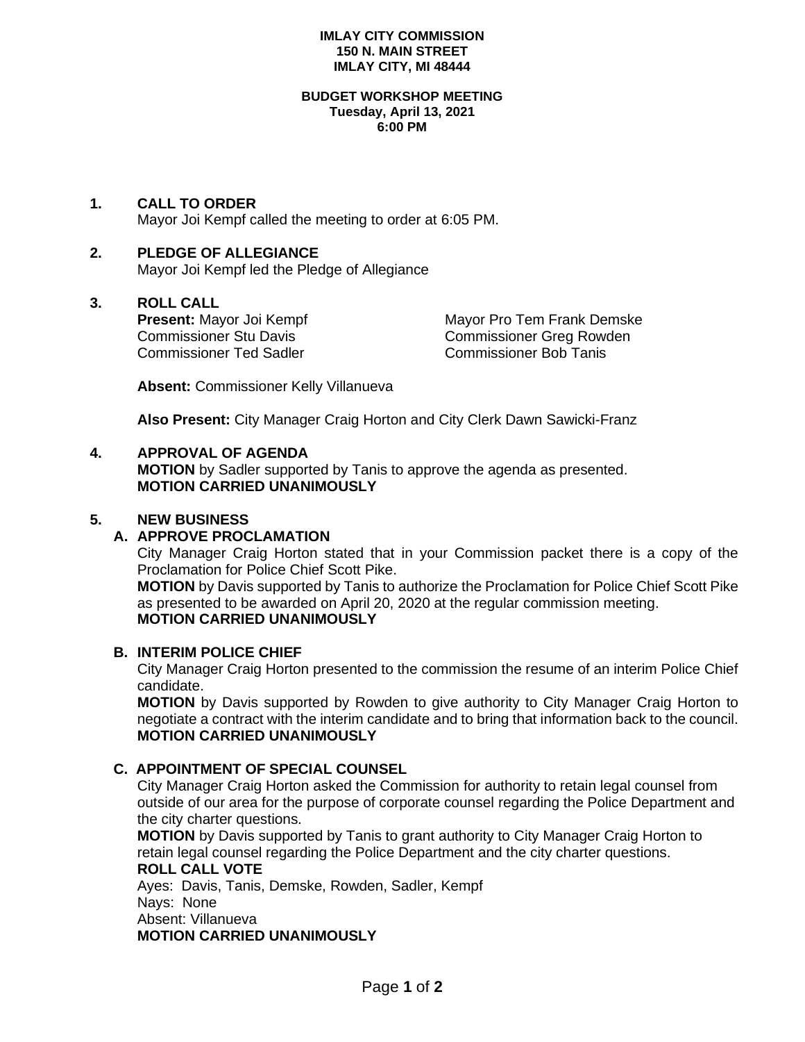**IMLAY CITY COMMISSION**
**150 N. MAIN STREET**
**IMLAY CITY, MI 48444**

**BUDGET WORKSHOP MEETING**
**Tuesday, April 13, 2021**
**6:00 PM**

## 1. CALL TO ORDER

Mayor Joi Kempf called the meeting to order at 6:05 PM.

## 2. PLEDGE OF ALLEGIANCE

Mayor Joi Kempf led the Pledge of Allegiance

## 3. ROLL CALL

**Present:** Mayor Joi Kempf
Mayor Pro Tem Frank Demske
Commissioner Stu Davis
Commissioner Greg Rowden
Commissioner Ted Sadler
Commissioner Bob Tanis

**Absent:** Commissioner Kelly Villanueva

**Also Present:** City Manager Craig Horton and City Clerk Dawn Sawicki-Franz

## 4. APPROVAL OF AGENDA

**MOTION** by Sadler supported by Tanis to approve the agenda as presented.
**MOTION CARRIED UNANIMOUSLY**

## 5. NEW BUSINESS

### A. APPROVE PROCLAMATION

City Manager Craig Horton stated that in your Commission packet there is a copy of the Proclamation for Police Chief Scott Pike.

**MOTION** by Davis supported by Tanis to authorize the Proclamation for Police Chief Scott Pike as presented to be awarded on April 20, 2020 at the regular commission meeting.
**MOTION CARRIED UNANIMOUSLY**

### B. INTERIM POLICE CHIEF

City Manager Craig Horton presented to the commission the resume of an interim Police Chief candidate.

**MOTION** by Davis supported by Rowden to give authority to City Manager Craig Horton to negotiate a contract with the interim candidate and to bring that information back to the council.
**MOTION CARRIED UNANIMOUSLY**

### C. APPOINTMENT OF SPECIAL COUNSEL

City Manager Craig Horton asked the Commission for authority to retain legal counsel from outside of our area for the purpose of corporate counsel regarding the Police Department and the city charter questions.

**MOTION** by Davis supported by Tanis to grant authority to City Manager Craig Horton to retain legal counsel regarding the Police Department and the city charter questions.

**ROLL CALL VOTE**

Ayes: Davis, Tanis, Demske, Rowden, Sadler, Kempf
Nays: None
Absent: Villanueva

**MOTION CARRIED UNANIMOUSLY**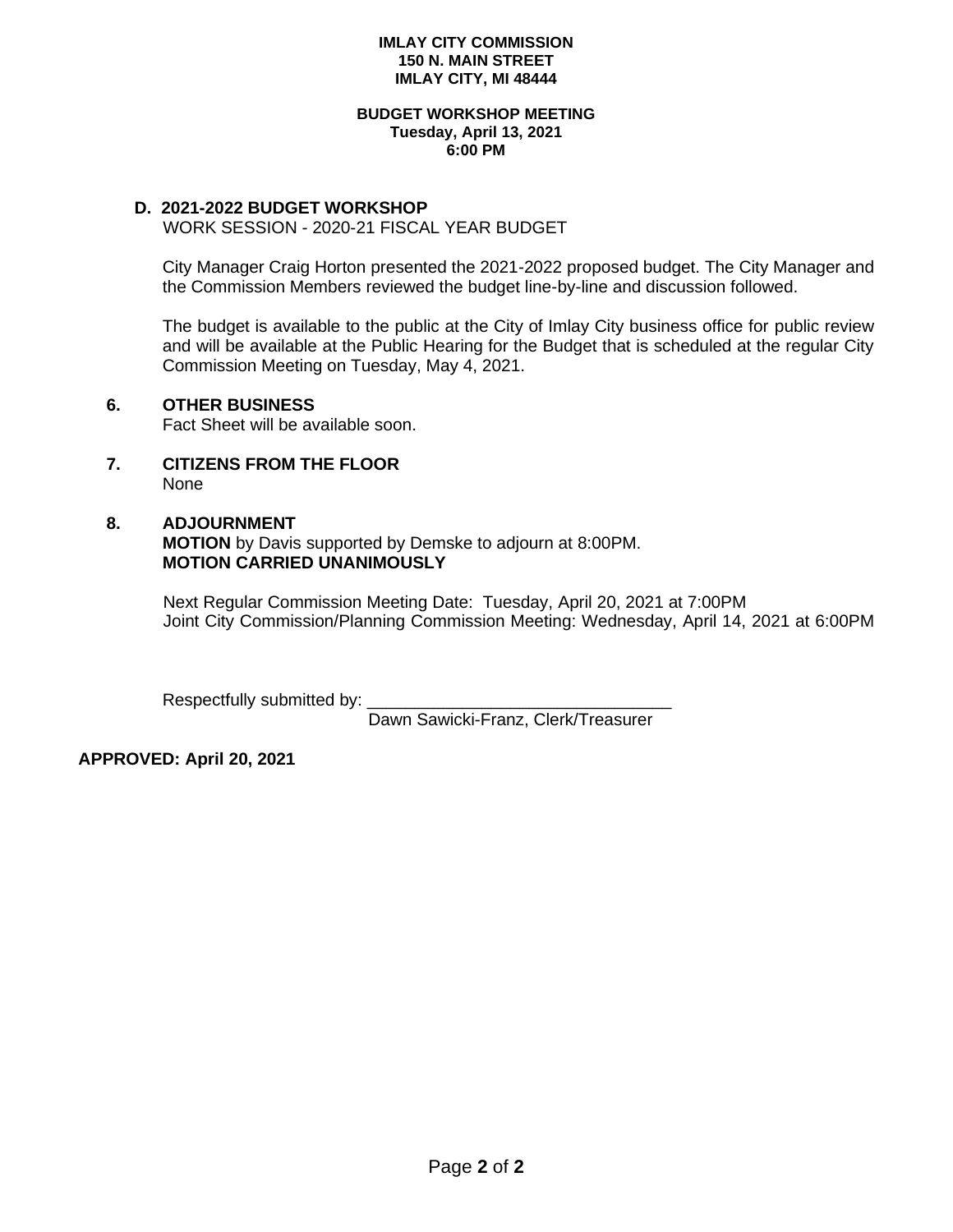**IMLAY CITY COMMISSION**
**150 N. MAIN STREET**
**IMLAY CITY, MI 48444**

**BUDGET WORKSHOP MEETING**
**Tuesday, April 13, 2021**
**6:00 PM**

**D. 2021-2022 BUDGET WORKSHOP**
WORK SESSION - 2020-21 FISCAL YEAR BUDGET

City Manager Craig Horton presented the 2021-2022 proposed budget. The City Manager and the Commission Members reviewed the budget line-by-line and discussion followed.

The budget is available to the public at the City of Imlay City business office for public review and will be available at the Public Hearing for the Budget that is scheduled at the regular City Commission Meeting on Tuesday, May 4, 2021.

**6. OTHER BUSINESS**
Fact Sheet will be available soon.

**7. CITIZENS FROM THE FLOOR**
None

**8. ADJOURNMENT**
**MOTION** by Davis supported by Demske to adjourn at 8:00PM.
**MOTION CARRIED UNANIMOUSLY**

Next Regular Commission Meeting Date: Tuesday, April 20, 2021 at 7:00PM
Joint City Commission/Planning Commission Meeting: Wednesday, April 14, 2021 at 6:00PM

Respectfully submitted by: ________________________________
Dawn Sawicki-Franz, Clerk/Treasurer

**APPROVED: April 20, 2021**